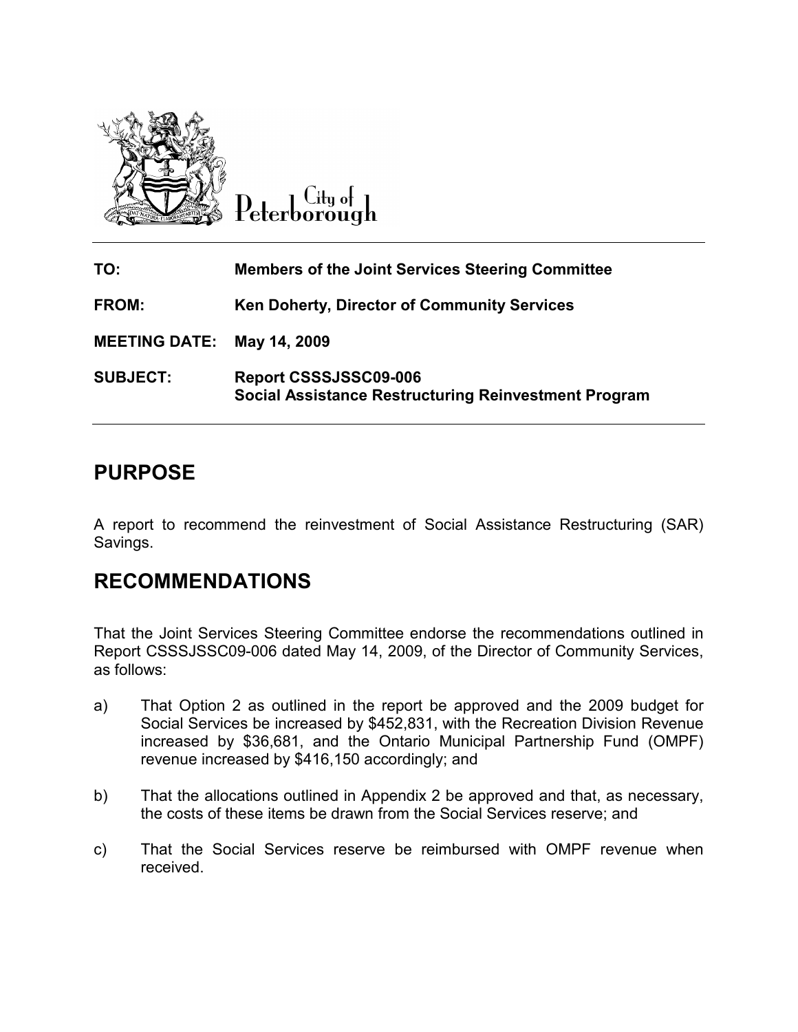City of Peterborough

| | |
|---|---|
| **TO:** | **Members of the Joint Services Steering Committee** |
| **FROM:** | **Ken Doherty, Director of Community Services** |
| **MEETING DATE:** | **May 14, 2009** |
| **SUBJECT:** | **Report CSSSJSSC09-006**<br>**Social Assistance Restructuring Reinvestment Program** |

## PURPOSE

A report to recommend the reinvestment of Social Assistance Restructuring (SAR) Savings.

## RECOMMENDATIONS

That the Joint Services Steering Committee endorse the recommendations outlined in Report CSSSJSSC09-006 dated May 14, 2009, of the Director of Community Services, as follows:

a) That Option 2 as outlined in the report be approved and the 2009 budget for Social Services be increased by $452,831, with the Recreation Division Revenue increased by $36,681, and the Ontario Municipal Partnership Fund (OMPF) revenue increased by $416,150 accordingly; and

b) That the allocations outlined in Appendix 2 be approved and that, as necessary, the costs of these items be drawn from the Social Services reserve; and

c) That the Social Services reserve be reimbursed with OMPF revenue when received.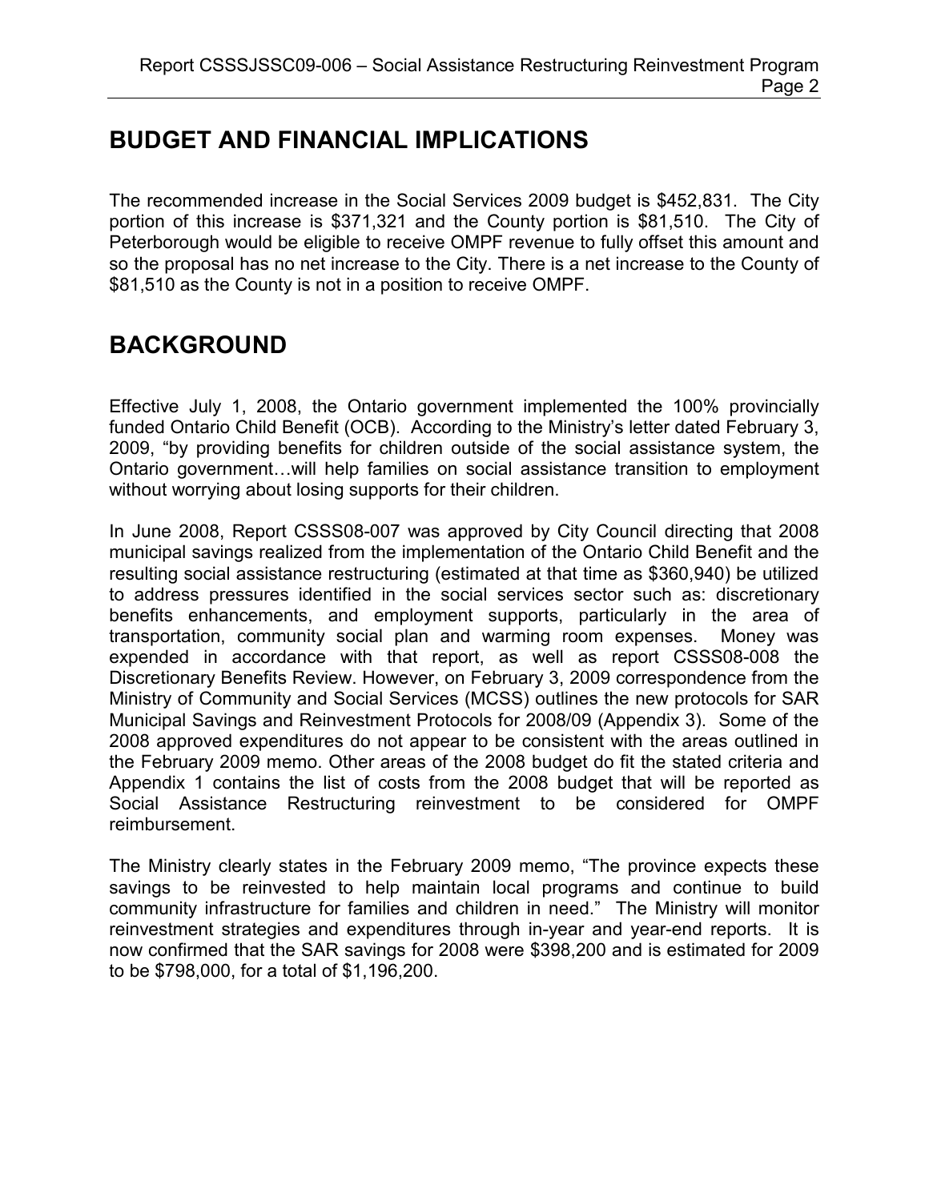## BUDGET AND FINANCIAL IMPLICATIONS

The recommended increase in the Social Services 2009 budget is $452,831. The City portion of this increase is $371,321 and the County portion is $81,510. The City of Peterborough would be eligible to receive OMPF revenue to fully offset this amount and so the proposal has no net increase to the City. There is a net increase to the County of $81,510 as the County is not in a position to receive OMPF.

## BACKGROUND

Effective July 1, 2008, the Ontario government implemented the 100% provincially funded Ontario Child Benefit (OCB). According to the Ministry's letter dated February 3, 2009, "by providing benefits for children outside of the social assistance system, the Ontario government…will help families on social assistance transition to employment without worrying about losing supports for their children.

In June 2008, Report CSSS08-007 was approved by City Council directing that 2008 municipal savings realized from the implementation of the Ontario Child Benefit and the resulting social assistance restructuring (estimated at that time as $360,940) be utilized to address pressures identified in the social services sector such as: discretionary benefits enhancements, and employment supports, particularly in the area of transportation, community social plan and warming room expenses. Money was expended in accordance with that report, as well as report CSSS08-008 the Discretionary Benefits Review. However, on February 3, 2009 correspondence from the Ministry of Community and Social Services (MCSS) outlines the new protocols for SAR Municipal Savings and Reinvestment Protocols for 2008/09 (Appendix 3). Some of the 2008 approved expenditures do not appear to be consistent with the areas outlined in the February 2009 memo. Other areas of the 2008 budget do fit the stated criteria and Appendix 1 contains the list of costs from the 2008 budget that will be reported as Social Assistance Restructuring reinvestment to be considered for OMPF reimbursement.

The Ministry clearly states in the February 2009 memo, "The province expects these savings to be reinvested to help maintain local programs and continue to build community infrastructure for families and children in need." The Ministry will monitor reinvestment strategies and expenditures through in-year and year-end reports. It is now confirmed that the SAR savings for 2008 were $398,200 and is estimated for 2009 to be $798,000, for a total of $1,196,200.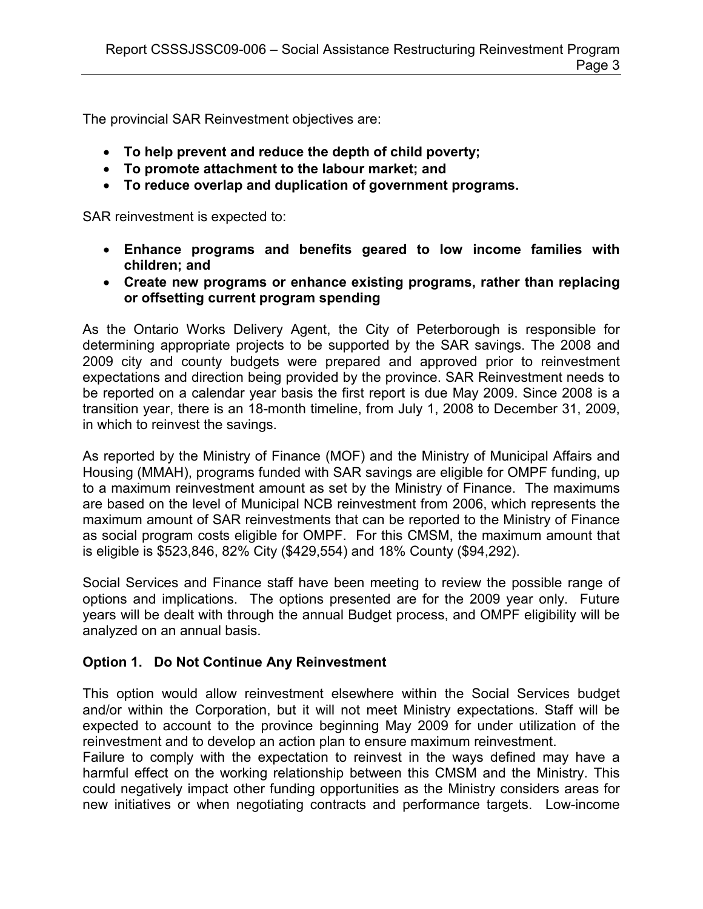The provincial SAR Reinvestment objectives are:

- **To help prevent and reduce the depth of child poverty;**
- **To promote attachment to the labour market; and**
- **To reduce overlap and duplication of government programs.**

SAR reinvestment is expected to:

- **Enhance programs and benefits geared to low income families with children; and**
- **Create new programs or enhance existing programs, rather than replacing or offsetting current program spending**

As the Ontario Works Delivery Agent, the City of Peterborough is responsible for determining appropriate projects to be supported by the SAR savings. The 2008 and 2009 city and county budgets were prepared and approved prior to reinvestment expectations and direction being provided by the province. SAR Reinvestment needs to be reported on a calendar year basis the first report is due May 2009. Since 2008 is a transition year, there is an 18-month timeline, from July 1, 2008 to December 31, 2009, in which to reinvest the savings.

As reported by the Ministry of Finance (MOF) and the Ministry of Municipal Affairs and Housing (MMAH), programs funded with SAR savings are eligible for OMPF funding, up to a maximum reinvestment amount as set by the Ministry of Finance. The maximums are based on the level of Municipal NCB reinvestment from 2006, which represents the maximum amount of SAR reinvestments that can be reported to the Ministry of Finance as social program costs eligible for OMPF. For this CMSM, the maximum amount that is eligible is $523,846, 82% City ($429,554) and 18% County ($94,292).

Social Services and Finance staff have been meeting to review the possible range of options and implications. The options presented are for the 2009 year only. Future years will be dealt with through the annual Budget process, and OMPF eligibility will be analyzed on an annual basis.

### Option 1. Do Not Continue Any Reinvestment

This option would allow reinvestment elsewhere within the Social Services budget and/or within the Corporation, but it will not meet Ministry expectations. Staff will be expected to account to the province beginning May 2009 for under utilization of the reinvestment and to develop an action plan to ensure maximum reinvestment.

Failure to comply with the expectation to reinvest in the ways defined may have a harmful effect on the working relationship between this CMSM and the Ministry. This could negatively impact other funding opportunities as the Ministry considers areas for new initiatives or when negotiating contracts and performance targets. Low-income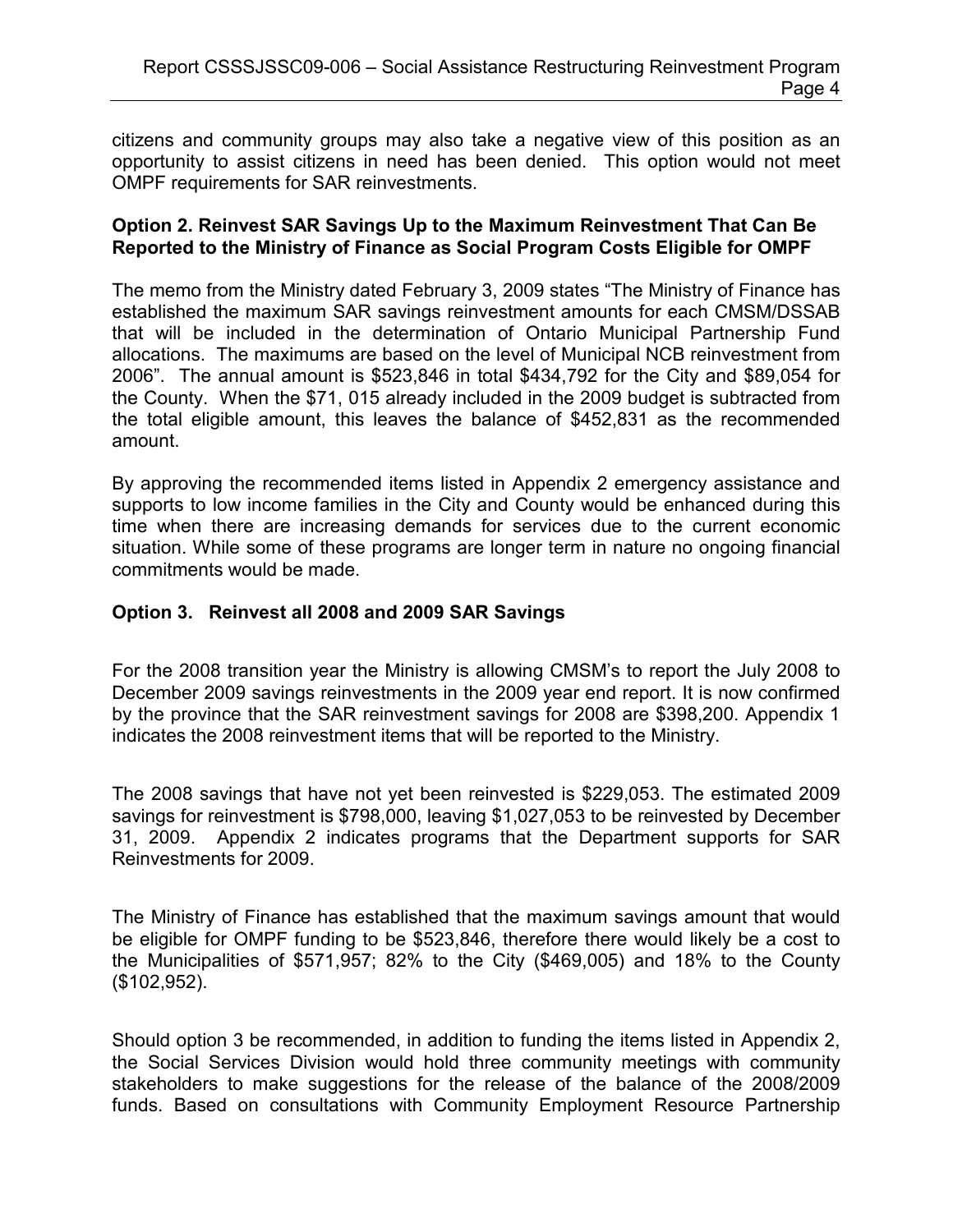citizens and community groups may also take a negative view of this position as an opportunity to assist citizens in need has been denied. This option would not meet OMPF requirements for SAR reinvestments.

**Option 2. Reinvest SAR Savings Up to the Maximum Reinvestment That Can Be Reported to the Ministry of Finance as Social Program Costs Eligible for OMPF**

The memo from the Ministry dated February 3, 2009 states "The Ministry of Finance has established the maximum SAR savings reinvestment amounts for each CMSM/DSSAB that will be included in the determination of Ontario Municipal Partnership Fund allocations. The maximums are based on the level of Municipal NCB reinvestment from 2006". The annual amount is $523,846 in total $434,792 for the City and $89,054 for the County. When the $71, 015 already included in the 2009 budget is subtracted from the total eligible amount, this leaves the balance of $452,831 as the recommended amount.

By approving the recommended items listed in Appendix 2 emergency assistance and supports to low income families in the City and County would be enhanced during this time when there are increasing demands for services due to the current economic situation. While some of these programs are longer term in nature no ongoing financial commitments would be made.

**Option 3. Reinvest all 2008 and 2009 SAR Savings**

For the 2008 transition year the Ministry is allowing CMSM's to report the July 2008 to December 2009 savings reinvestments in the 2009 year end report. It is now confirmed by the province that the SAR reinvestment savings for 2008 are $398,200. Appendix 1 indicates the 2008 reinvestment items that will be reported to the Ministry.

The 2008 savings that have not yet been reinvested is $229,053. The estimated 2009 savings for reinvestment is $798,000, leaving $1,027,053 to be reinvested by December 31, 2009. Appendix 2 indicates programs that the Department supports for SAR Reinvestments for 2009.

The Ministry of Finance has established that the maximum savings amount that would be eligible for OMPF funding to be $523,846, therefore there would likely be a cost to the Municipalities of $571,957; 82% to the City ($469,005) and 18% to the County ($102,952).

Should option 3 be recommended, in addition to funding the items listed in Appendix 2, the Social Services Division would hold three community meetings with community stakeholders to make suggestions for the release of the balance of the 2008/2009 funds. Based on consultations with Community Employment Resource Partnership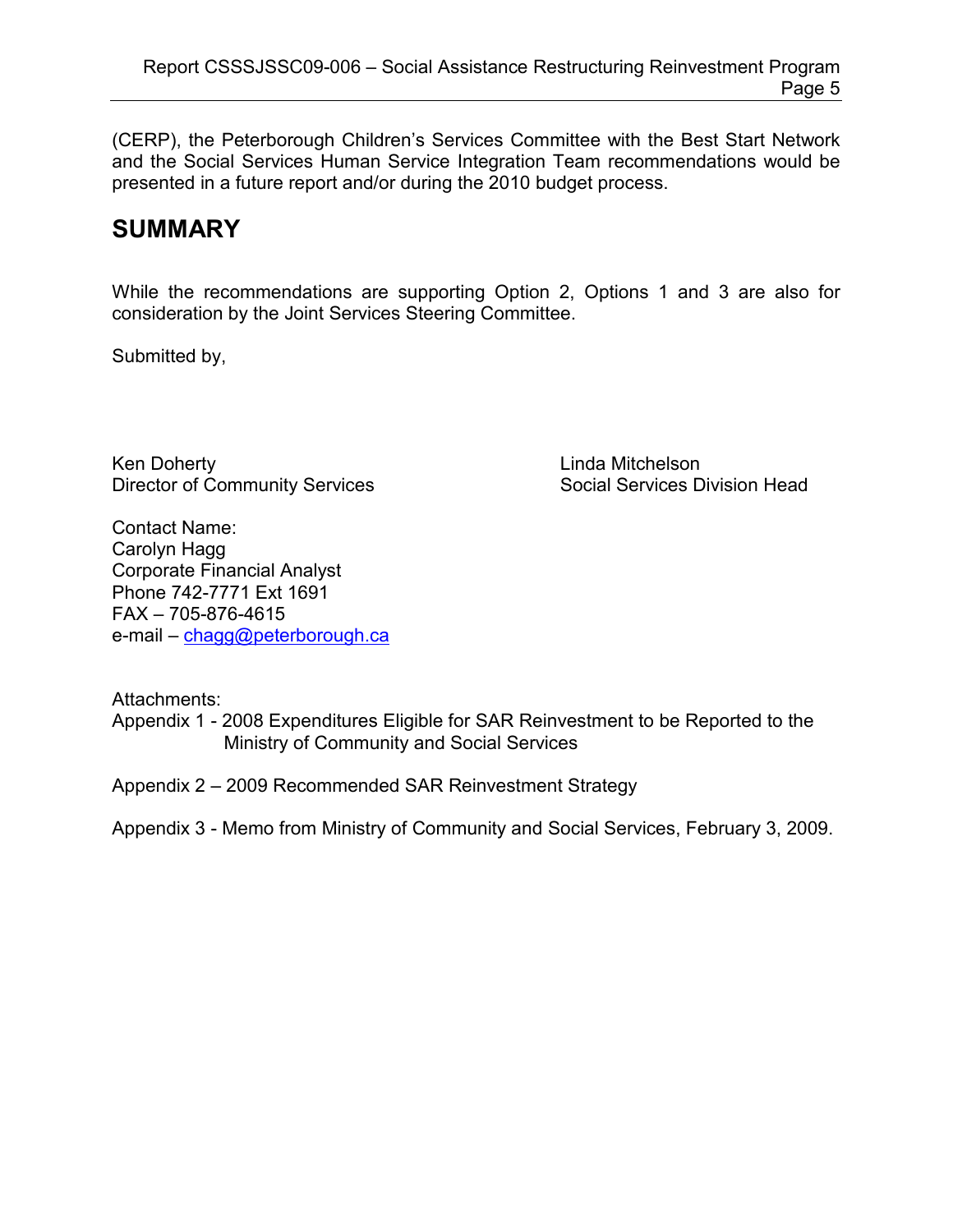(CERP), the Peterborough Children's Services Committee with the Best Start Network and the Social Services Human Service Integration Team recommendations would be presented in a future report and/or during the 2010 budget process.

## SUMMARY

While the recommendations are supporting Option 2, Options 1 and 3 are also for consideration by the Joint Services Steering Committee.

Submitted by,

Ken Doherty
Director of Community Services

Linda Mitchelson
Social Services Division Head

Contact Name:
Carolyn Hagg
Corporate Financial Analyst
Phone 742-7771 Ext 1691
FAX – 705-876-4615
e-mail – chagg@peterborough.ca

Attachments:
Appendix 1 - 2008 Expenditures Eligible for SAR Reinvestment to be Reported to the Ministry of Community and Social Services

Appendix 2 – 2009 Recommended SAR Reinvestment Strategy

Appendix 3 - Memo from Ministry of Community and Social Services, February 3, 2009.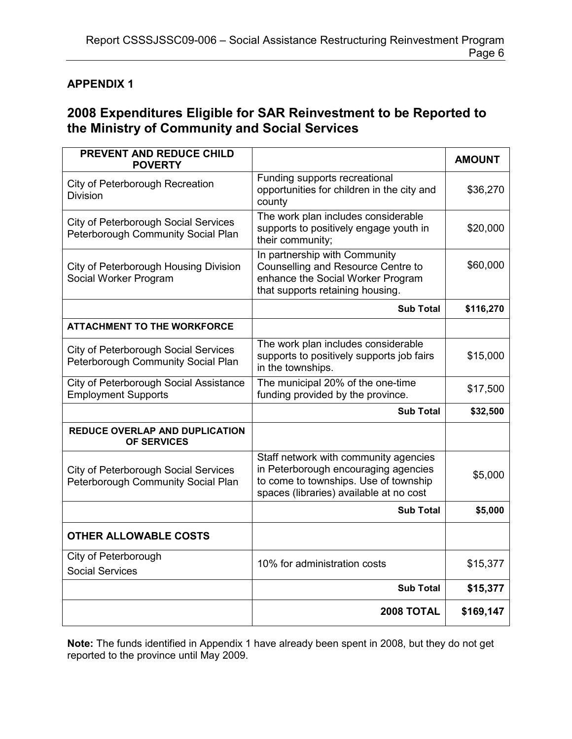## APPENDIX 1

# 2008 Expenditures Eligible for SAR Reinvestment to be Reported to the Ministry of Community and Social Services

| PREVENT AND REDUCE CHILD POVERTY | | AMOUNT |
|---|---|---|
| City of Peterborough Recreation Division | Funding supports recreational opportunities for children in the city and county | $36,270 |
| City of Peterborough Social Services Peterborough Community Social Plan | The work plan includes considerable supports to positively engage youth in their community; | $20,000 |
| City of Peterborough Housing Division Social Worker Program | In partnership with Community Counselling and Resource Centre to enhance the Social Worker Program that supports retaining housing. | $60,000 |
| | **Sub Total** | **$116,270** |
| **ATTACHMENT TO THE WORKFORCE** | | |
| City of Peterborough Social Services Peterborough Community Social Plan | The work plan includes considerable supports to positively supports job fairs in the townships. | $15,000 |
| City of Peterborough Social Assistance Employment Supports | The municipal 20% of the one-time funding provided by the province. | $17,500 |
| | **Sub Total** | **$32,500** |
| **REDUCE OVERLAP AND DUPLICATION OF SERVICES** | | |
| City of Peterborough Social Services Peterborough Community Social Plan | Staff network with community agencies in Peterborough encouraging agencies to come to townships. Use of township spaces (libraries) available at no cost | $5,000 |
| | **Sub Total** | **$5,000** |
| **OTHER ALLOWABLE COSTS** | | |
| City of Peterborough Social Services | 10% for administration costs | $15,377 |
| | **Sub Total** | **$15,377** |
| | **2008 TOTAL** | **$169,147** |

**Note:** The funds identified in Appendix 1 have already been spent in 2008, but they do not get reported to the province until May 2009.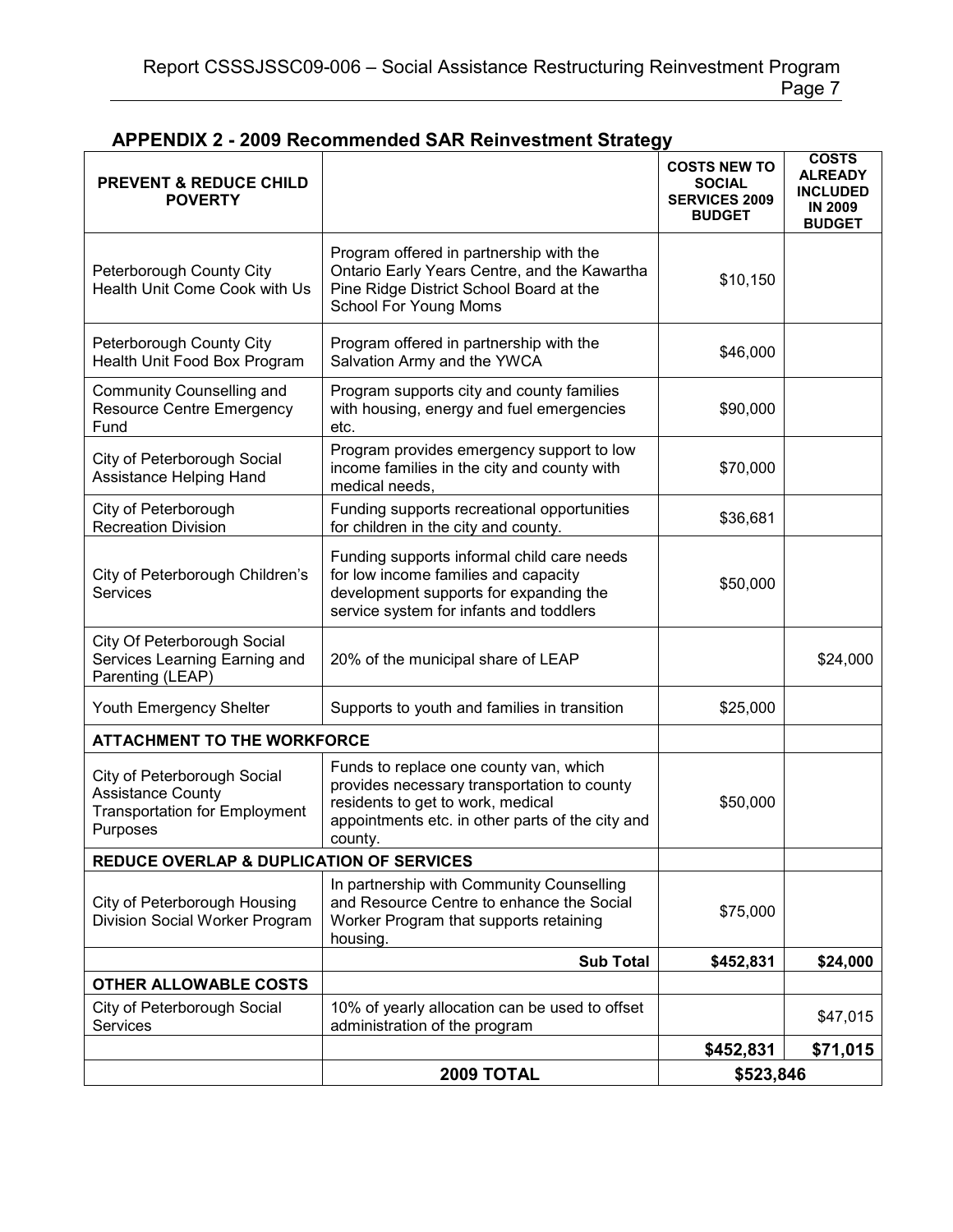## APPENDIX 2 - 2009 Recommended SAR Reinvestment Strategy

| **PREVENT & REDUCE CHILD POVERTY** | | **COSTS NEW TO SOCIAL SERVICES 2009 BUDGET** | **COSTS ALREADY INCLUDED IN 2009 BUDGET** |
|---|---|---|---|
| Peterborough County City Health Unit Come Cook with Us | Program offered in partnership with the Ontario Early Years Centre, and the Kawartha Pine Ridge District School Board at the School For Young Moms | $10,150 | |
| Peterborough County City Health Unit Food Box Program | Program offered in partnership with the Salvation Army and the YWCA | $46,000 | |
| Community Counselling and Resource Centre Emergency Fund | Program supports city and county families with housing, energy and fuel emergencies etc. | $90,000 | |
| City of Peterborough Social Assistance Helping Hand | Program provides emergency support to low income families in the city and county with medical needs, | $70,000 | |
| City of Peterborough Recreation Division | Funding supports recreational opportunities for children in the city and county. | $36,681 | |
| City of Peterborough Children's Services | Funding supports informal child care needs for low income families and capacity development supports for expanding the service system for infants and toddlers | $50,000 | |
| City Of Peterborough Social Services Learning Earning and Parenting (LEAP) | 20% of the municipal share of LEAP | | $24,000 |
| Youth Emergency Shelter | Supports to youth and families in transition | $25,000 | |
| **ATTACHMENT TO THE WORKFORCE** | | | |
| City of Peterborough Social Assistance County Transportation for Employment Purposes | Funds to replace one county van, which provides necessary transportation to county residents to get to work, medical appointments etc. in other parts of the city and county. | $50,000 | |
| **REDUCE OVERLAP & DUPLICATION OF SERVICES** | | | |
| City of Peterborough Housing Division Social Worker Program | In partnership with Community Counselling and Resource Centre to enhance the Social Worker Program that supports retaining housing. | $75,000 | |
| | **Sub Total** | **$452,831** | **$24,000** |
| **OTHER ALLOWABLE COSTS** | | | |
| City of Peterborough Social Services | 10% of yearly allocation can be used to offset administration of the program | | $47,015 |
| | | **$452,831** | **$71,015** |
| | **2009 TOTAL** | **$523,846** | |